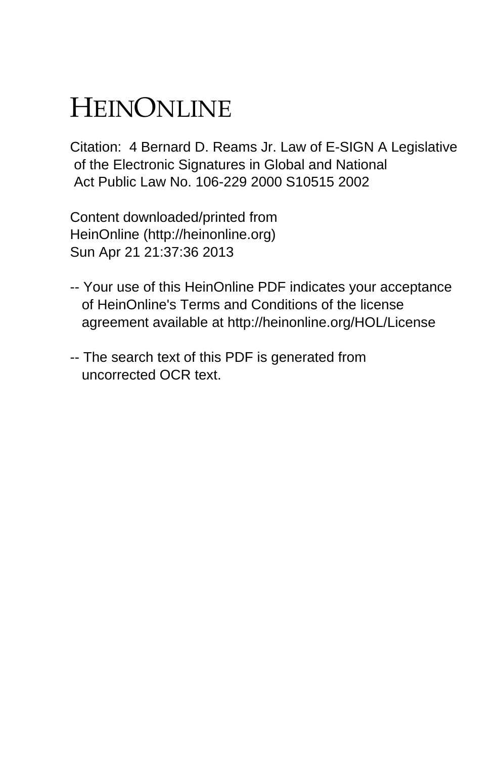# HEINONLINE

Citation: 4 Bernard D. Reams Jr. Law of E-SIGN A Legislative of the Electronic Signatures in Global and National Act Public Law No. 106-229 2000 S10515 2002

Content downloaded/printed from HeinOnline (http://heinonline.org) Sun Apr 21 21:37:36 2013

-- Your use of this HeinOnline PDF indicates your acceptance of HeinOnline's Terms and Conditions of the license agreement available at http://heinonline.org/HOL/License

-- The search text of this PDF is generated from uncorrected OCR text.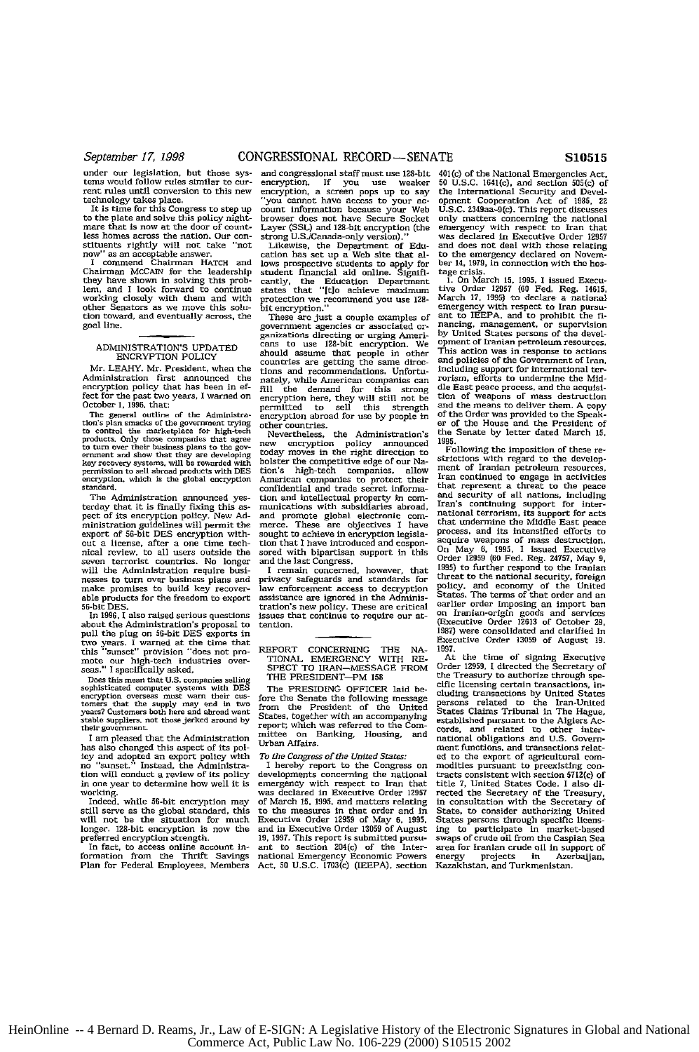under our legislation, but those systems would follow rules similar to current rules until conversion to this new technology takes place.

It is time for this Congress to step up to the plate and solve this policy nightmare that is now at the door of countless homes across the nation. Our constituents rightly will not take "not now" as an acceptable answer.

I commend Chairman HATCH and Chairman MCCAIN for the leadership they have shown in solving this problem, and I look forward to continue working closely with them and with other Senators as we move this solution toward, and eventually across, the goal line.

## ADMINISTRATION'S UPDATED ENCRYPTION POLICY

Mr. LEAHY. Mr. President, when the Administration first announced the encryption policy that has been in effect for the past two years, I warned on October 1, 1996, that:

> The general outline of the Administration's plan smacks of the government trying to control the marketplace for high-tech products. Only those companies that agree to turn over their business plans to the government and show that they are developing key recovery systems, will be rewarded with permission to sell abroad products with DES encryption, which is the global encryption standard.

The Administration announced yesterday that it is finally fixing this aspect of its encryption policy. New Administration guidelines will permit the export of 56-bit DES encryption without a license, after a one time technical review, to all users outside the seven terrorist countries. No longer will the Administration require businesses to turn over business plans and make promises to build key recoverable products for the freedom to export 56-bit DES.

In 1996, I also raised serious questions about the Administration's proposal to pull the plug on 56-bit DES exports in two years. I warned at the time that this "sunset" provision "does not promote our high-tech industries overseas." I specifically asked,

> Does this mean that U.S. companies selling sophisticated computer systems with DES encryption overseas must warn their customers that the supply may end in two years? Customers both here and abroad want stable suppliers, not those jerked around by their government.

I am pleased that the Administration has also changed this aspect of its policy and adopted an export policy with no "sunset." Instead, the Administration will conduct a review of its policy in one year to determine how well it is working.

Indeed, while 56-bit encryption may still serve as the global standard, this will not be the situation for much longer. 128-bit encryption is now the preferred encryption strength.

In fact, to access online account information from the Thrift Savings Plan for Federal Employees, Members and congressional staff must use 128-bit encryption. If you use weaker encryption, a screen pops up to say "you cannot have access to your account information because your Web browser does not have Secure Socket Layer (SSL) and 128-bit encryption (the strong U.S./Canada-only version)."

Likewise, the Department of Education has set up a Web site that allows prospective students to apply for student financial aid online. Significantly, the Education Department states that "[t]o achieve maximum protection we recommend you use 128-bit encryption."

These are just a couple examples of government agencies or associated organizations directing or urging Americans to use 128-bit encryption. We should assume that people in other countries are getting the same directions and recommendations. Unfortunately, while American companies can fill the demand for this strong encryption here, they will still not be permitted to sell this strength encryption abroad for use by people in other countries.

Nevertheless, the Administration's new encryption policy announced today moves in the right direction to bolster the competitive edge of our Nation's high-tech companies, allow American companies to protect their confidential and trade secret information and intellectual property in communications with subsidiaries abroad, and promote global electronic commerce. These are objectives I have sought to achieve in encryption legislation that I have introduced and cosponsored with bipartisan support in this and the last Congress.

I remain concerned, however, that privacy safeguards and standards for law enforcement access to decryption assistance are ignored in the Administration's new policy. These are critical issues that continue to require our attention.

## REPORT CONCERNING THE NATIONAL EMERGENCY WITH RESPECT TO IRAN—MESSAGE FROM THE PRESIDENT—PM 158

The PRESIDING OFFICER laid before the Senate the following message from the President of the United States, together with an accompanying report; which was referred to the Committee on Banking, Housing, and Urban Affairs.

*To the Congress of the United States:*

I hereby report to the Congress on developments concerning the national emergency with respect to Iran that was declared in Executive Order 12957 of March 15, 1995, and matters relating to the measures in that order and in Executive Order 12959 of May 6, 1995, and in Executive Order 13059 of August 19, 1997. This report is submitted pursuant to section 204(c) of the International Emergency Economic Powers Act, 50 U.S.C. 1703(c) (IEEPA), section 401(c) of the National Emergencies Act, 50 U.S.C. 1641(c), and section 505(c) of the International Security and Development Cooperation Act of 1985, 22 U.S.C. 2349aa-9(c). This report discusses only matters concerning the national emergency with respect to Iran that was declared in Executive Order 12957 and does not deal with those relating to the emergency declared on November 14, 1979, in connection with the hostage crisis.

1. On March 15, 1995, I issued Executive Order 12957 (60 Fed. Reg. 14615, March 17, 1995) to declare a national emergency with respect to Iran pursuant to IEEPA, and to prohibit the financing, management, or supervision by United States persons of the development of Iranian petroleum resources. This action was in response to actions and policies of the Government of Iran, including support for international terrorism, efforts to undermine the Middle East peace process, and the acquisition of weapons of mass destruction and the means to deliver them. A copy of the Order was provided to the Speaker of the House and the President of the Senate by letter dated March 15, 1995.

Following the imposition of these restrictions with regard to the development of Iranian petroleum resources, Iran continued to engage in activities that represent a threat to the peace and security of all nations, including Iran's continuing support for international terrorism, its support for acts that undermine the Middle East peace process, and its intensified efforts to acquire weapons of mass destruction. On May 6, 1995, I issued Executive Order 12959 (60 Fed. Reg. 24757, May 9, 1995) to further respond to the Iranian threat to the national security, foreign policy, and economy of the United States. The terms of that order and an earlier order imposing an import ban on Iranian-origin goods and services (Executive Order 12613 of October 29, 1987) were consolidated and clarified in Executive Order 13059 of August 19, 1997.

At the time of signing Executive Order 12959, I directed the Secretary of the Treasury to authorize through specific licensing certain transactions, including transactions by United States persons related to the Iran-United States Claims Tribunal in The Hague, established pursuant to the Algiers Accords, and related to other international obligations and U.S. Government functions, and transactions related to the export of agricultural commodities pursuant to preexisting contracts consistent with section 5712(c) of title 7, United States Code. I also directed the Secretary of the Treasury, in consultation with the Secretary of State, to consider authorizing United States persons through specific licensing to participate in market-based swaps of crude oil from the Caspian Sea area for Iranian crude oil in support of energy projects in Azerbaijan, Kazakhstan, and Turkmenistan.

HeinOnline -- 4 Bernard D. Reams, Jr., Law of E-SIGN: A Legislative History of the Electronic Signatures in Global and National Commerce Act, Public Law No. 106-229 (2000) S10515 2002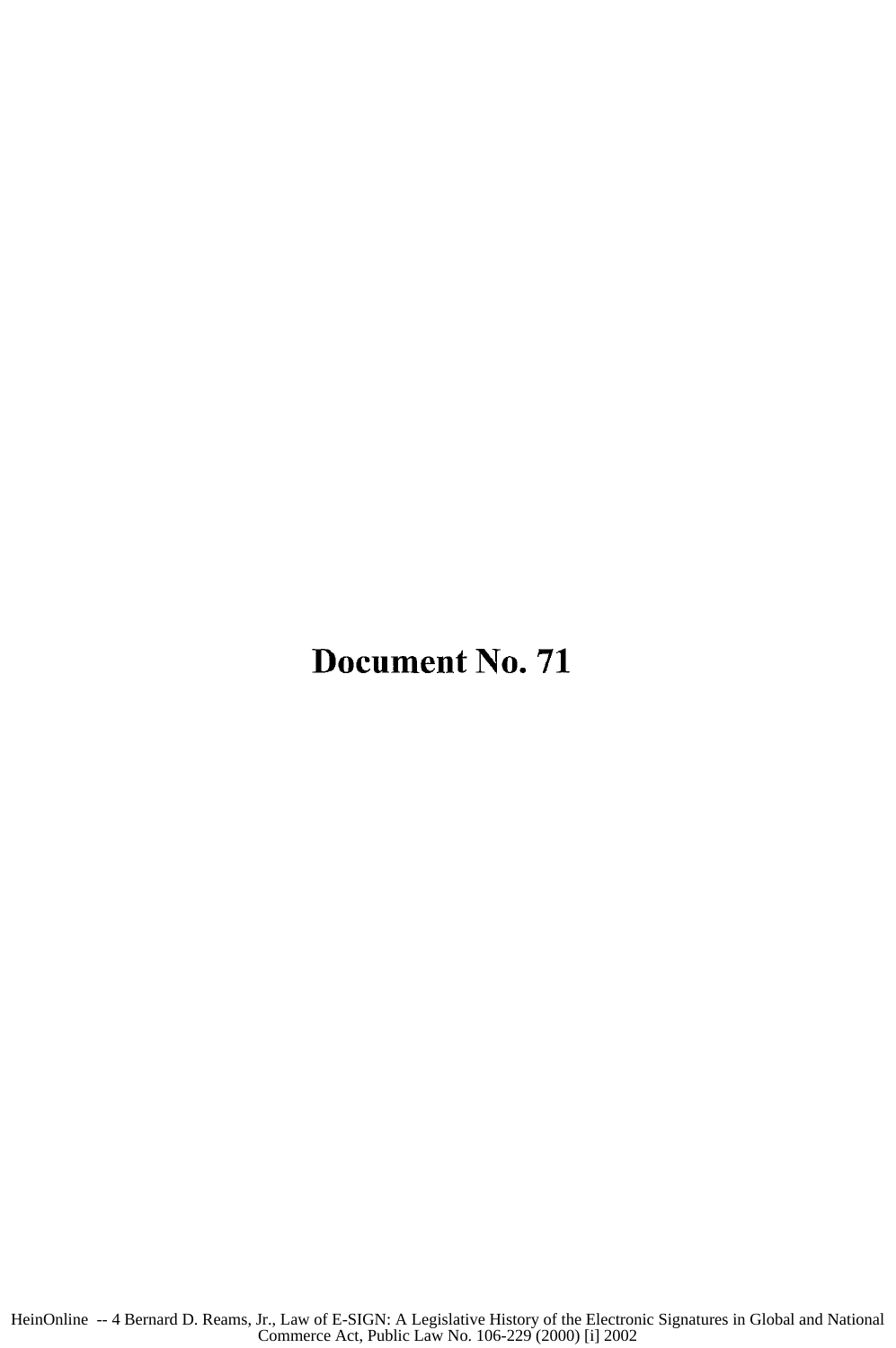# Document No. 71